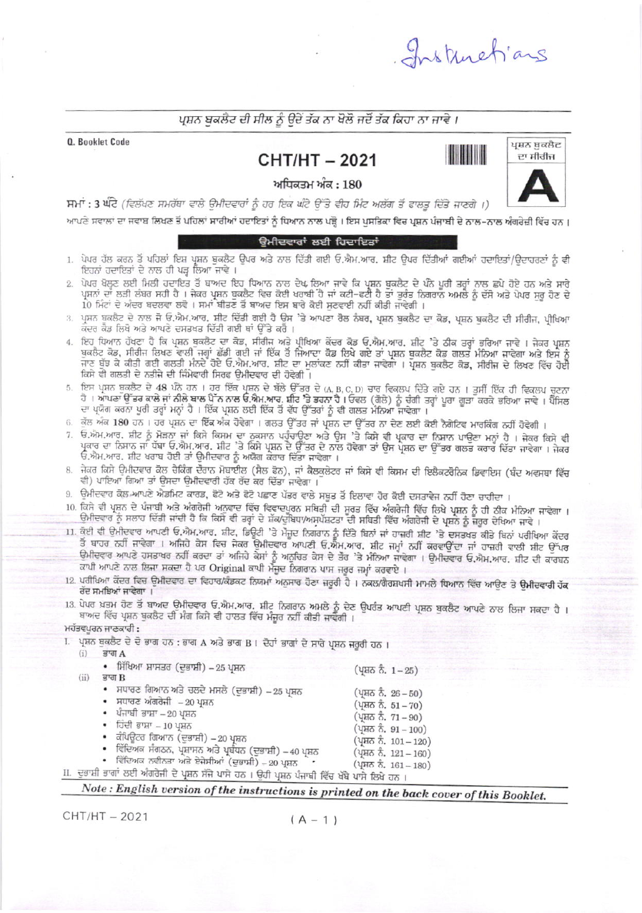Instructions

ਪ੍ਰਸ਼ਨ ਬੁਕਲੈਟ ਦੀ ਸੀਲ ਨੂੰ ਉਦੋਂ ਤੱਕ ਨਾ ਖੋਲੋ ਜਦੋਂ ਤੱਕ ਕਿਹਾ ਨਾ ਜਾਵੇ ।

Q. Booklet Code

# CHT/HT – 2021

ਪ੍ਰਸ਼ਨ ਬੁਕਲੈਟ ਦਾ ਸੀਰੀਜ਼

**A**

ਅਧਿਕਤਮ ਅੰਕ : 180

**ਸਮਾਂ : 3 ਘੰਟੇ** *(ਦਿਵਿਆਂਗ ਸਮਰੱਥਾ ਵਾਲੇ ਉਮੀਦਵਾਰਾਂ ਨੂੰ ਹਰ ਇਕ ਘੰਟੇ ਉੱਤੇ ਵੀਹ ਮਿੰਟ ਅਲੱਗ ਤੋਂ ਵਾਧੂ ਦਿੱਤੇ ਜਾਣਗੇ ।)*

ਆਪਣੇ ਸਵਾਲਾਂ ਦਾ ਜਵਾਬ ਲਿਖਣ ਤੋਂ ਪਹਿਲਾਂ ਸਾਰੀਆਂ ਹਦਾਇਤਾਂ ਨੂੰ ਧਿਆਨ ਨਾਲ ਪੜ੍ਹੋ । ਇਸ ਪੁਸਤਿਕਾ ਵਿਚ ਪ੍ਰਸ਼ਨ ਪੰਜਾਬੀ ਦੇ ਨਾਲ-ਨਾਲ ਅੰਗਰੇਜ਼ੀ ਵਿੱਚ ਹਨ ।

## ਉਮੀਦਵਾਰਾਂ ਲਈ ਹਿਦਾਇਤਾਂ

1. ਪੇਪਰ ਹੱਲ ਕਰਨ ਤੋਂ ਪਹਿਲਾਂ ਇਸ ਪ੍ਰਸ਼ਨ ਬੁਕਲੈਟ ਉਪਰ ਅਤੇ ਨਾਲ ਦਿੱਤੀ ਗਈ ਓ.ਐਮ.ਆਰ. ਸ਼ੀਟ ਉਪਰ ਦਿੱਤੀਆਂ ਗਈਆਂ ਹਦਾਇਤਾਂ/ਉਦਾਹਰਣਾਂ ਨੂੰ ਵੀ ਇਹਨਾਂ ਹਦਾਇਤਾਂ ਦੇ ਨਾਲ ਹੀ ਪੜ੍ਹ ਲਿਆ ਜਾਵੇ ।
2. ਪੇਪਰ ਖੋਲ੍ਹਣ ਲਈ ਮਿਲੀ ਹਦਾਇਤ ਤੋਂ ਬਾਅਦ ਇਹ ਧਿਆਨ ਨਾਲ ਦੇਖ ਲਿਆ ਜਾਵੇ ਕਿ ਪ੍ਰਸ਼ਨ ਬੁਕਲੈਟ ਦੇ ਪੰਨੇ ਪੂਰੀ ਤਰ੍ਹਾਂ ਨਾਲ ਛਪੇ ਹੋਏ ਹਨ ਅਤੇ ਸਾਰੇ ਪ੍ਰਸ਼ਨਾਂ ਦਾ ਲੜੀ ਨੰਬਰ ਸਹੀ ਹੈ । ਜੇਕਰ ਪ੍ਰਸ਼ਨ ਬੁਕਲੈਟ ਵਿਚ ਕੋਈ ਖਰਾਬੀ ਹੈ ਜਾਂ ਕਟੀ-ਫਟੀ ਹੈ ਤਾਂ ਤੁਰੰਤ ਨਿਗਰਾਨ ਅਮਲੇ ਨੂੰ ਦੱਸੋ ਅਤੇ ਪੇਪਰ ਸ਼ੁਰੂ ਹੋਣ ਦੇ 10 ਮਿੰਟਾਂ ਦੇ ਅੰਦਰ ਬਦਲਵਾ ਲਵੋ । ਸਮਾਂ ਬੀਤਣ ਤੋਂ ਬਾਅਦ ਇਸ ਬਾਰੇ ਕੋਈ ਸੁਣਵਾਈ ਨਹੀਂ ਕੀਤੀ ਜਾਵੇਗੀ ।
3. ਪ੍ਰਸ਼ਨ ਬੁਕਲੈਟ ਦੇ ਨਾਲ ਜੋ ਓ.ਐਮ.ਆਰ. ਸ਼ੀਟ ਦਿੱਤੀ ਗਈ ਹੈ ਉਸ 'ਤੇ ਆਪਣਾ ਰੋਲ ਨੰਬਰ, ਪ੍ਰਸ਼ਨ ਬੁਕਲੈਟ ਦਾ ਕੋਡ, ਪ੍ਰਸ਼ਨ ਬੁਕਲੈਟ ਦੀ ਸੀਰੀਜ਼, ਪ੍ਰੀਖਿਆ ਕੇਂਦਰ ਕੋਡ ਲਿਖੋ ਅਤੇ ਆਪਣੇ ਦਸਤਖਤ ਦਿੱਤੀ ਗਈ ਥਾਂ ਉੱਤੇ ਕਰੋ ।
4. ਇਹ ਧਿਆਨ ਰੱਖਣਾ ਹੈ ਕਿ ਪ੍ਰਸ਼ਨ ਬੁਕਲੈਟ ਦਾ ਕੋਡ, ਸੀਰੀਜ਼ ਅਤੇ ਪ੍ਰੀਖਿਆ ਕੇਂਦਰ ਕੋਡ ਓ.ਐਮ.ਆਰ. ਸ਼ੀਟ 'ਤੇ ਠੀਕ ਤਰ੍ਹਾਂ ਭਰਿਆ ਜਾਵੇ । ਜੇਕਰ ਪ੍ਰਸ਼ਨ ਬੁਕਲੈਟ ਕੋਡ, ਸੀਰੀਜ਼ ਲਿਖਣ ਵਾਲੀ ਜਗ੍ਹਾਂ ਛੱਡੀ ਗਈ ਜਾਂ ਇੱਕ ਤੋਂ ਜਿਆਦਾ ਕੋਡ ਲਿਖੇ ਗਏ ਤਾਂ ਪ੍ਰਸ਼ਨ ਬੁਕਲੈਟ ਕੋਡ ਗਲਤ ਮੰਨਿਆ ਜਾਵੇਗਾ ਅਤੇ ਇਸ ਨੂੰ ਜਾਣ ਬੁੱਝ ਕੇ ਕੀਤੀ ਗਈ ਗਲਤੀ ਮੰਨਦੇ ਹੋਏ ਓ.ਐਮ.ਆਰ. ਸ਼ੀਟ ਦਾ ਮੁਲਾਂਕਣ ਨਹੀਂ ਕੀਤਾ ਜਾਵੇਗਾ । ਪ੍ਰਸ਼ਨ ਬੁਕਲੈਟ ਕੋਡ, ਸੀਰੀਜ਼ ਦੇ ਲਿਖਣ ਵਿੱਚ ਹੋਈ ਕਿਸੇ ਵੀ ਗਲਤੀ ਦੇ ਨਤੀਜੇ ਦੀ ਜਿੰਮੇਵਾਰੀ ਸਿਰਫ ਉਮੀਦਵਾਰ ਦੀ ਹੋਵੇਗੀ ।
5. ਇਸ ਪ੍ਰਸ਼ਨ ਬੁਕਲੈਟ ਦੇ 48 ਪੰਨੇ ਹਨ । ਹਰ ਇੱਕ ਪ੍ਰਸ਼ਨ ਦੇ ਥੱਲੇ ਉੱਤਰ ਦੇ (A, B, C, D) ਚਾਰ ਵਿਕਲਪ ਦਿੱਤੇ ਗਏ ਹਨ । ਤੁਸੀਂ ਇੱਕ ਹੀ ਵਿਕਲਪ ਚੁਣਨਾ ਹੈ । ਆਪਣਾ ਉੱਤਰ ਕਾਲੇ ਜਾਂ ਨੀਲੇ ਬਾਲ ਪੈੱਨ ਨਾਲ ਓ.ਐਮ.ਆਰ. ਸ਼ੀਟ 'ਤੇ ਭਰਨਾ ਹੈ । ਓਵਲ (ਗੋਲੇ) ਨੂੰ ਚੰਗੀ ਤਰ੍ਹਾਂ ਪੂਰਾ ਗੂੜ੍ਹਾ ਕਰਕੇ ਭਰਿਆ ਜਾਵੇ । ਪੈਂਸਿਲ ਦਾ ਪ੍ਰਯੋਗ ਕਰਨਾ ਪੂਰੀ ਤਰ੍ਹਾਂ ਮਨ੍ਹਾਂ ਹੈ । ਇੱਕ ਪ੍ਰਸ਼ਨ ਲਈ ਇੱਕ ਤੋਂ ਵੱਧ ਉੱਤਰਾਂ ਨੂੰ ਵੀ ਗਲਤ ਮੰਨਿਆ ਜਾਵੇਗਾ ।
6. ਕੁੱਲ ਅੰਕ 180 ਹਨ । ਹਰ ਪ੍ਰਸ਼ਨ ਦਾ ਇੱਕ ਅੰਕ ਹੋਵੇਗਾ । ਗਲਤ ਉੱਤਰ ਜਾਂ ਪ੍ਰਸ਼ਨ ਦਾ ਉੱਤਰ ਨਾ ਦੇਣ ਲਈ ਕੋਈ ਨੈਗੇਟਿਵ ਮਾਰਕਿੰਗ ਨਹੀਂ ਹੋਵੇਗੀ ।
7. ਓ.ਐਮ.ਆਰ. ਸ਼ੀਟ ਨੂੰ ਮੋੜਨਾ ਜਾਂ ਕਿਸੇ ਕਿਸਮ ਦਾ ਨੁਕਸਾਨ ਪਹੁੰਚਾਉਣਾ ਅਤੇ ਉਸ 'ਤੇ ਕਿਸੇ ਵੀ ਪ੍ਰਕਾਰ ਦਾ ਨਿਸ਼ਾਨ ਪਾਉਣਾ ਮਨ੍ਹਾਂ ਹੈ । ਜੇਕਰ ਕਿਸੇ ਵੀ ਪ੍ਰਕਾਰ ਦਾ ਨਿਸ਼ਾਨ ਜਾਂ ਧੱਬਾ ਓ.ਐਮ.ਆਰ. ਸ਼ੀਟ 'ਤੇ ਕਿਸੇ ਪ੍ਰਸ਼ਨ ਦੇ ਉੱਤਰ ਦੇ ਨਾਲ ਹੋਵੇਗਾ ਤਾਂ ਉਸ ਪ੍ਰਸ਼ਨ ਦਾ ਉੱਤਰ ਗਲਤ ਕਰਾਰ ਦਿੱਤਾ ਜਾਵੇਗਾ । ਜੇਕਰ ਓ.ਐਮ.ਆਰ. ਸ਼ੀਟ ਖਰਾਬ ਹੋਈ ਤਾਂ ਉਮੀਦਵਾਰ ਨੂੰ ਅਯੋਗ ਕਰਾਰ ਦਿੱਤਾ ਜਾਵੇਗਾ ।
8. ਜੇਕਰ ਕਿਸੇ ਉਮੀਦਵਾਰ ਕੋਲ ਚੈਕਿੰਗ ਦੌਰਾਨ ਮੋਬਾਈਲ (ਸੈਲ ਫੋਨ), ਜਾਂ ਕੈਲਕੁਲੇਟਰ ਜਾਂ ਕਿਸੇ ਵੀ ਕਿਸਮ ਦੀ ਇਲੈਕਟ੍ਰੋਨਿਕ ਡਿਵਾਇਸ (ਬੰਦ ਅਵਸਥਾ ਵਿੱਚ ਵੀ) ਪਾਇਆ ਗਿਆ ਤਾਂ ਉਸਦਾ ਉਮੀਦਵਾਰੀ ਹੱਕ ਰੱਦ ਕਰ ਦਿੱਤਾ ਜਾਵੇਗਾ ।
9. ਉਮੀਦਵਾਰ ਕੋਲ ਆਪਣੇ ਐਡਮਿਟ ਕਾਰਡ, ਫੋਟੋ ਅਤੇ ਫੋਟੋ ਪਛਾਣ ਪੱਤਰ ਵਾਲੇ ਸਬੂਤ ਤੋਂ ਇਲਾਵਾ ਹੋਰ ਕੋਈ ਦਸਤਾਵੇਜ ਨਹੀਂ ਹੋਣਾ ਚਾਹੀਦਾ ।
10. ਕਿਸੇ ਵੀ ਪ੍ਰਸ਼ਨ ਦੇ ਪੰਜਾਬੀ ਅਤੇ ਅੰਗਰੇਜ਼ੀ ਅਨੁਵਾਦ ਵਿੱਚ ਵਿਵਾਦਪੂਰਨ ਸਥਿਤੀ ਦੀ ਸੂਰਤ ਵਿੱਚ ਅੰਗਰੇਜ਼ੀ ਵਿੱਚ ਲਿਖੇ ਪ੍ਰਸ਼ਨ ਨੂੰ ਹੀ ਠੀਕ ਮੰਨਿਆ ਜਾਵੇਗਾ । ਉਮੀਦਵਾਰ ਨੂੰ ਸਲਾਹ ਦਿੱਤੀ ਜਾਂਦੀ ਹੈ ਕਿ ਕਿਸੇ ਵੀ ਤਰ੍ਹਾਂ ਦੇ ਸ਼ੱਕ/ਦੁਬਿਧਾ/ਅਸਪੱਸ਼ਟਤਾ ਦੀ ਸਥਿਤੀ ਵਿੱਚ ਅੰਗਰੇਜ਼ੀ ਦੇ ਪ੍ਰਸ਼ਨ ਨੂੰ ਜ਼ਰੂਰ ਦੇਖਿਆ ਜਾਵੇ ।
11. ਕੋਈ ਵੀ ਉਮੀਦਵਾਰ ਆਪਣੀ ਓ.ਐਮ.ਆਰ. ਸ਼ੀਟ, ਡਿਊਟੀ 'ਤੇ ਮੌਜੂਦ ਨਿਗਰਾਨ ਨੂੰ ਦਿੱਤੇ ਬਿਨਾਂ ਜਾਂ ਹਾਜਰੀ ਸ਼ੀਟ 'ਤੇ ਦਸਤਖਤ ਕੀਤੇ ਬਿਨਾਂ ਪਰੀਖਿਆ ਕੇਂਦਰ ਤੋਂ ਬਾਹਰ ਨਹੀਂ ਜਾਵੇਗਾ । ਅਜਿਹੇ ਕੇਸ ਵਿਚ ਜੇਕਰ ਉਮੀਦਵਾਰ ਆਪਣੀ ਓ.ਐਮ.ਆਰ. ਸ਼ੀਟ ਜਮ੍ਹਾਂ ਨਹੀਂ ਕਰਵਾਉਂਦਾ ਜਾਂ ਹਾਜ਼ਰੀ ਵਾਲੀ ਸ਼ੀਟ ਉੱਪਰ ਉਮੀਦਵਾਰ ਆਪਣੇ ਹਸਤਾਖਰ ਨਹੀਂ ਕਰਦਾ ਤਾਂ ਅਜਿਹੇ ਕੇਸਾਂ ਨੂੰ ਅਨੁਚਿਤ ਕੇਸ ਦੇ ਤੌਰ 'ਤੇ ਮੰਨਿਆ ਜਾਵੇਗਾ । ਉਮੀਦਵਾਰ ਓ.ਐਮ.ਆਰ. ਸ਼ੀਟ ਦੀ ਕਾਰਬਨ ਕਾਪੀ ਆਪਣੇ ਨਾਲ ਲਿਜਾ ਸਕਦਾ ਹੈ ਪਰ Original ਕਾਪੀ ਮੌਜੂਦ ਨਿਗਰਾਨ ਪਾਸ ਜ਼ਰੂਰ ਜਮ੍ਹਾਂ ਕਰਵਾਏ ।
12. ਪਰੀਖਿਆ ਕੇਂਦਰ ਵਿਚ ਉਮੀਦਵਾਰ ਦਾ ਵਿਹਾਰ/ਕੰਡਕਟ ਨਿਯਮਾਂ ਅਨੁਸਾਰ ਹੋਣਾ ਜ਼ਰੂਰੀ ਹੈ । ਨਕਲ/ਗੈਰਜ਼ਖਸੀ ਮਾਮਲੇ ਧਿਆਨ ਵਿੱਚ ਆਉਣ ਤੇ **ਉਮੀਦਵਾਰੀ ਹੱਕ ਰੱਦ ਸਮਝਿਆ ਜਾਵੇਗਾ ।**
13. ਪੇਪਰ ਖਤਮ ਹੋਣ ਤੋਂ ਬਾਅਦ ਉਮੀਦਵਾਰ ਓ.ਐਮ.ਆਰ. ਸ਼ੀਟ ਨਿਗਰਾਨ ਅਮਲੇ ਨੂੰ ਦੇਣ ਉਪਰੰਤ ਆਪਣੀ ਪ੍ਰਸ਼ਨ ਬੁਕਲੈਟ ਆਪਣੇ ਨਾਲ ਲਿਜਾ ਸਕਦਾ ਹੈ । ਬਾਅਦ ਵਿੱਚ ਪ੍ਰਸ਼ਨ ਬੁਕਲੈਟ ਦੀ ਮੰਗ ਕਿਸੇ ਵੀ ਹਾਲਤ ਵਿੱਚ ਮੰਜ਼ੂਰ ਨਹੀਂ ਕੀਤੀ ਜਾਵੇਗੀ ।

ਮਹੱਤਵਪੂਰਨ ਜਾਣਕਾਰੀ :

I. ਪ੍ਰਸ਼ਨ ਬੁਕਲੈਟ ਦੇ ਦੋ ਭਾਗ ਹਨ : ਭਾਗ A ਅਤੇ ਭਾਗ B । ਦੋਹਾਂ ਭਾਗਾਂ ਦੇ ਸਾਰੇ ਪ੍ਰਸ਼ਨ ਜ਼ਰੂਰੀ ਹਨ ।

(i) ਭਾਗ A
- ਸਿੱਖਿਆ ਸ਼ਾਸਤਰ (ਦੁਭਾਸ਼ੀ) – 25 ਪ੍ਰਸ਼ਨ (ਪ੍ਰਸ਼ਨ ਨੰ. 1 – 25)

(ii) ਭਾਗ B
- ਸਧਾਰਣ ਗਿਆਨ ਅਤੇ ਚਲਦੇ ਮਸਲੇ (ਦੁਭਾਸ਼ੀ) – 25 ਪ੍ਰਸ਼ਨ (ਪ੍ਰਸ਼ਨ ਨੰ. 26 – 50)
- ਸਧਾਰਣ ਅੰਗਰੇਜ਼ੀ – 20 ਪ੍ਰਸ਼ਨ (ਪ੍ਰਸ਼ਨ ਨੰ. 51 – 70)
- ਪੰਜਾਬੀ ਭਾਸ਼ਾ – 20 ਪ੍ਰਸ਼ਨ (ਪ੍ਰਸ਼ਨ ਨੰ. 71 – 90)
- ਹਿੰਦੀ ਭਾਸ਼ਾ – 10 ਪ੍ਰਸ਼ਨ (ਪ੍ਰਸ਼ਨ ਨੰ. 91 – 100)
- ਕੰਪਿਊਟਰ ਗਿਆਨ (ਦੁਭਾਸ਼ੀ) – 20 ਪ੍ਰਸ਼ਨ (ਪ੍ਰਸ਼ਨ ਨੰ. 101 – 120)
- ਵਿੱਦਿਅਕ ਸੰਗਠਨ, ਪ੍ਰਸ਼ਾਸਨ ਅਤੇ ਪ੍ਰਬੰਧਨ (ਦੁਭਾਸ਼ੀ) – 40 ਪ੍ਰਸ਼ਨ (ਪ੍ਰਸ਼ਨ ਨੰ. 121 – 160)
- ਵਿੱਦਿਅਕ ਨਵੀਨਤਾ ਅਤੇ ਏਜੰਸੀਆਂ (ਦੁਭਾਸ਼ੀ) – 20 ਪ੍ਰਸ਼ਨ (ਪ੍ਰਸ਼ਨ ਨੰ. 161 – 180)

II. ਦੁਭਾਸ਼ੀ ਭਾਗਾਂ ਲਈ ਅੰਗਰੇਜ਼ੀ ਦੇ ਪ੍ਰਸ਼ਨ ਸੱਜੇ ਪਾਸੇ ਹਨ । ਉਹੀ ਪ੍ਰਸ਼ਨ ਪੰਜਾਬੀ ਵਿੱਚ ਖੱਬੇ ਪਾਸੇ ਲਿਖੇ ਹਨ ।

***Note : English version of the instructions is printed on the back cover of this Booklet.***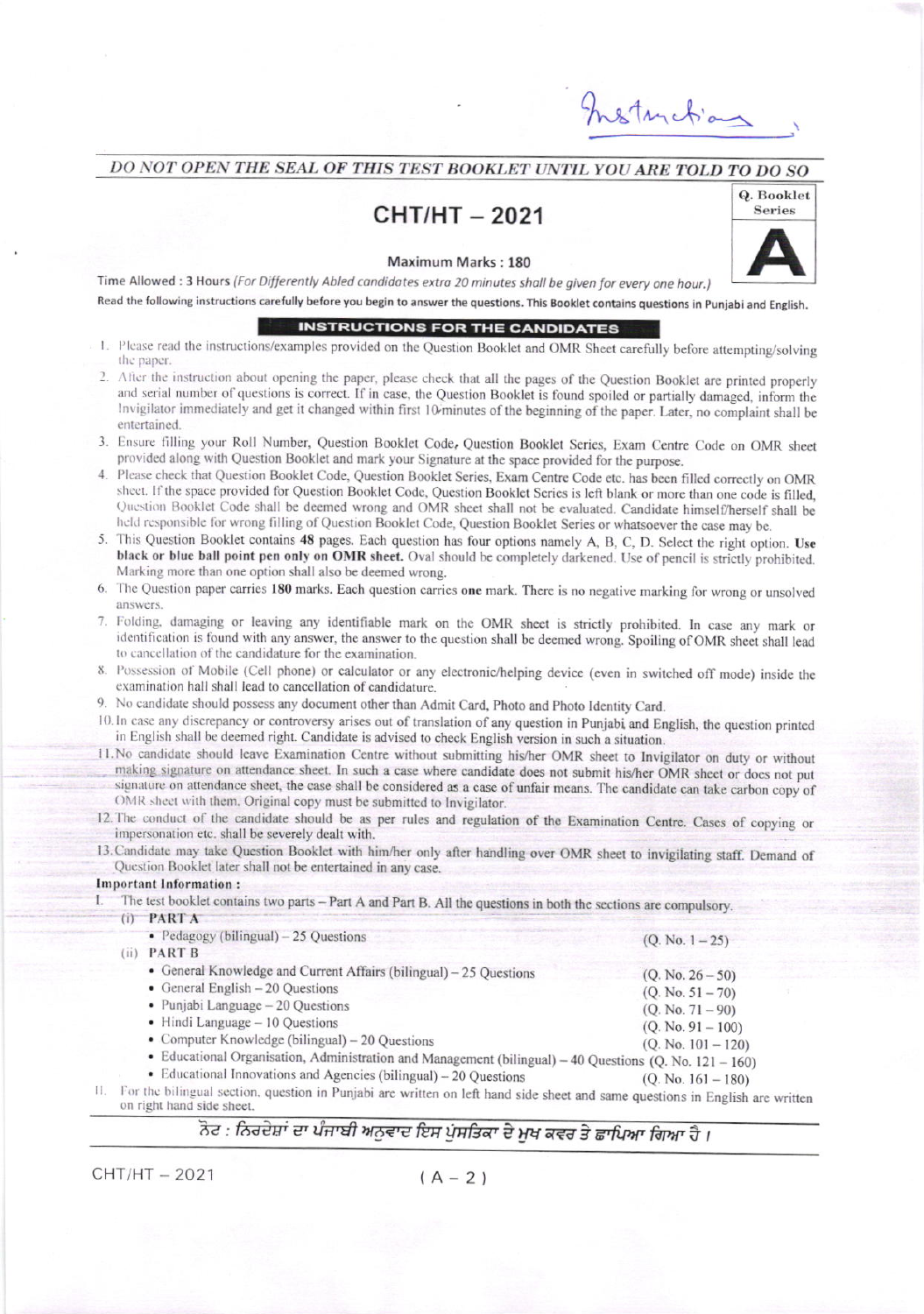Instructions

*DO NOT OPEN THE SEAL OF THIS TEST BOOKLET UNTIL YOU ARE TOLD TO DO SO*

# CHT/HT – 2021

Q. Booklet Series

**A**

**Maximum Marks : 180**

**Time Allowed : 3 Hours** *(For Differently Abled candidates extra 20 minutes shall be given for every one hour.)*

**Read the following instructions carefully before you begin to answer the questions. This Booklet contains questions in Punjabi and English.**

## INSTRUCTIONS FOR THE CANDIDATES

1. Please read the instructions/examples provided on the Question Booklet and OMR Sheet carefully before attempting/solving the paper.
2. After the instruction about opening the paper, please check that all the pages of the Question Booklet are printed properly and serial number of questions is correct. If in case, the Question Booklet is found spoiled or partially damaged, inform the Invigilator immediately and get it changed within first 10 minutes of the beginning of the paper. Later, no complaint shall be entertained.
3. Ensure filling your Roll Number, Question Booklet Code, Question Booklet Series, Exam Centre Code on OMR sheet provided along with Question Booklet and mark your Signature at the space provided for the purpose.
4. Please check that Question Booklet Code, Question Booklet Series, Exam Centre Code etc. has been filled correctly on OMR sheet. If the space provided for Question Booklet Code, Question Booklet Series is left blank or more than one code is filled, Question Booklet Code shall be deemed wrong and OMR sheet shall not be evaluated. Candidate himself/herself shall be held responsible for wrong filling of Question Booklet Code, Question Booklet Series or whatsoever the case may be.
5. This Question Booklet contains **48** pages. Each question has four options namely A, B, C, D. Select the right option. **Use black or blue ball point pen only on OMR sheet.** Oval should be completely darkened. Use of pencil is strictly prohibited. Marking more than one option shall also be deemed wrong.
6. The Question paper carries **180** marks. Each question carries **one** mark. There is no negative marking for wrong or unsolved answers.
7. Folding, damaging or leaving any identifiable mark on the OMR sheet is strictly prohibited. In case any mark or identification is found with any answer, the answer to the question shall be deemed wrong. Spoiling of OMR sheet shall lead to cancellation of the candidature for the examination.
8. Possession of Mobile (Cell phone) or calculator or any electronic/helping device (even in switched off mode) inside the examination hall shall lead to cancellation of candidature.
9. No candidate should possess any document other than Admit Card, Photo and Photo Identity Card.
10. In case any discrepancy or controversy arises out of translation of any question in Punjabi and English, the question printed in English shall be deemed right. Candidate is advised to check English version in such a situation.
11. No candidate should leave Examination Centre without submitting his/her OMR sheet to Invigilator on duty or without making signature on attendance sheet. In such a case where candidate does not submit his/her OMR sheet or does not put signature on attendance sheet, the case shall be considered as a case of unfair means. The candidate can take carbon copy of OMR sheet with them. Original copy must be submitted to Invigilator.
12. The conduct of the candidate should be as per rules and regulation of the Examination Centre. Cases of copying or impersonation etc. shall be severely dealt with.
13. Candidate may take Question Booklet with him/her only after handling over OMR sheet to invigilating staff. Demand of Question Booklet later shall not be entertained in any case.

**Important Information :**

I. The test booklet contains two parts – Part A and Part B. All the questions in both the sections are compulsory.

(i) **PART A**

- Pedagogy (bilingual) – 25 Questions (Q. No. 1 – 25)

(ii) **PART B**

- General Knowledge and Current Affairs (bilingual) – 25 Questions (Q. No. 26 – 50)
- General English – 20 Questions (Q. No. 51 – 70)
- Punjabi Language – 20 Questions (Q. No. 71 – 90)
- Hindi Language – 10 Questions (Q. No. 91 – 100)
- Computer Knowledge (bilingual) – 20 Questions (Q. No. 101 – 120)
- Educational Organisation, Administration and Management (bilingual) – 40 Questions (Q. No. 121 – 160)
- Educational Innovations and Agencies (bilingual) – 20 Questions (Q. No. 161 – 180)

II. For the bilingual section, question in Punjabi are written on left hand side sheet and same questions in English are written on right hand side sheet.

ਨੋਟ : ਨਿਰਦੇਸ਼ਾਂ ਦਾ ਪੰਜਾਬੀ ਅਨੁਵਾਦ ਇਸ ਪੁੰਸਤਿਕਾ ਦੇ ਮੁਖ ਕਵਰ ਤੇ ਛਾਪਿਆ ਗਿਆ ਹੈ ।